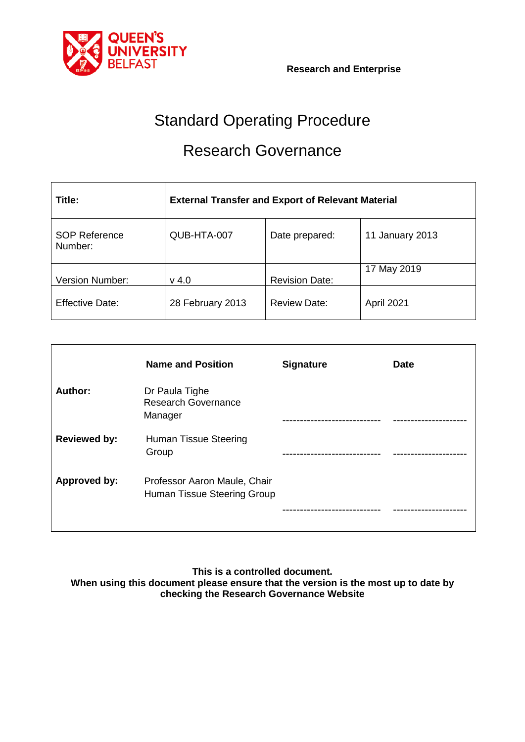**Research and Enterprise**

# Standard Operating Procedure

# Research Governance

| **Title:** | **External Transfer and Export of Relevant Material** | | |
|---|---|---|---|
| SOP Reference Number: | QUB-HTA-007 | Date prepared: | 11 January 2013 |
| Version Number: | v 4.0 | Revision Date: | 17 May 2019 |
| Effective Date: | 28 February 2013 | Review Date: | April 2021 |

| | **Name and Position** | **Signature** | **Date** |
|---|---|---|---|
| **Author:** | Dr Paula Tighe<br>Research Governance Manager | ---------------------------- | --------------------- |
| **Reviewed by:** | Human Tissue Steering Group | ---------------------------- | --------------------- |
| **Approved by:** | Professor Aaron Maule, Chair Human Tissue Steering Group | ---------------------------- | --------------------- |

**This is a controlled document.**
**When using this document please ensure that the version is the most up to date by checking the Research Governance Website**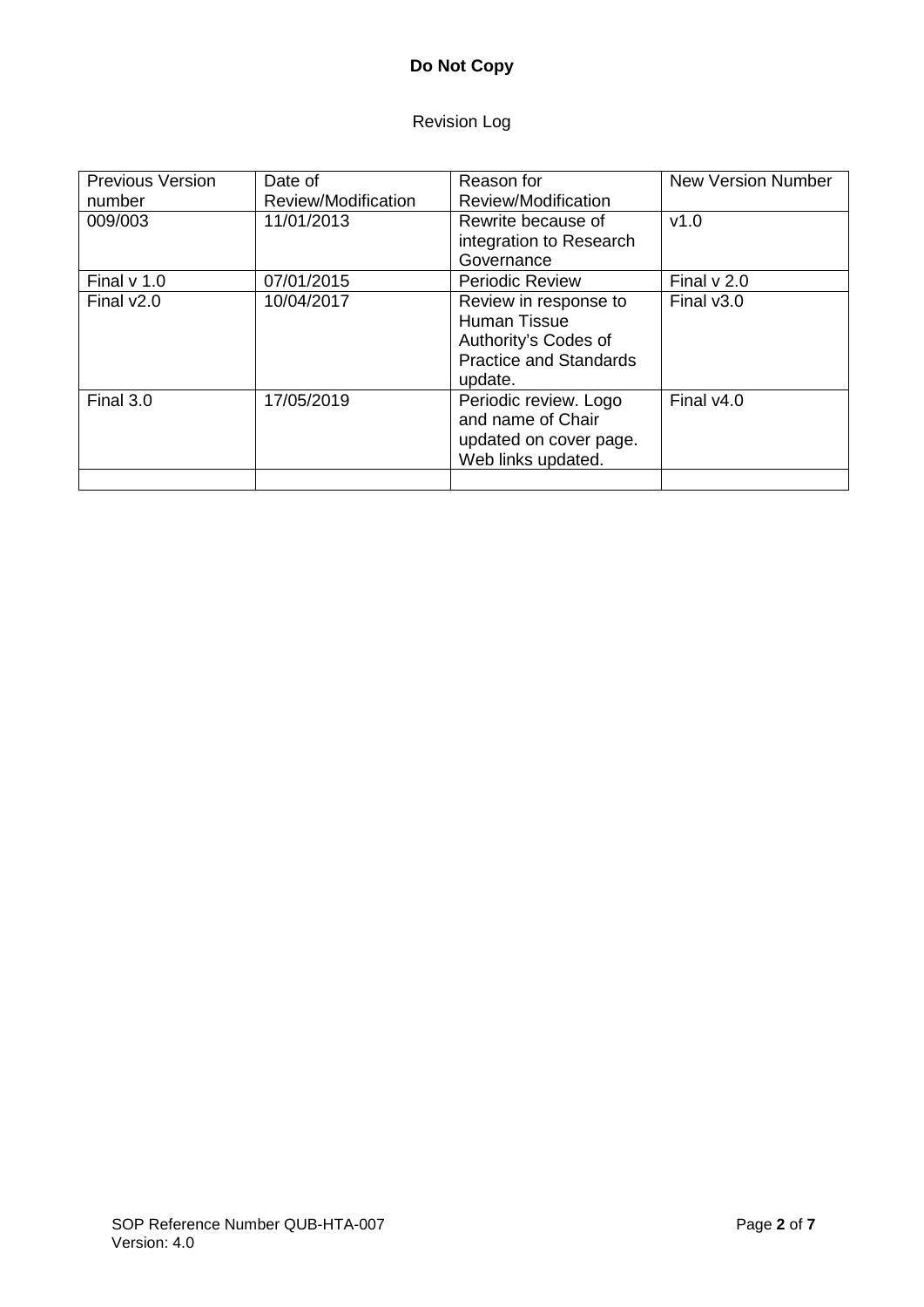**Do Not Copy**

Revision Log

| Previous Version number | Date of Review/Modification | Reason for Review/Modification | New Version Number |
| --- | --- | --- | --- |
| 009/003 | 11/01/2013 | Rewrite because of integration to Research Governance | v1.0 |
| Final v 1.0 | 07/01/2015 | Periodic Review | Final v 2.0 |
| Final v2.0 | 10/04/2017 | Review in response to Human Tissue Authority's Codes of Practice and Standards update. | Final v3.0 |
| Final 3.0 | 17/05/2019 | Periodic review. Logo and name of Chair updated on cover page. Web links updated. | Final v4.0 |
| | | | |

SOP Reference Number QUB-HTA-007
Version: 4.0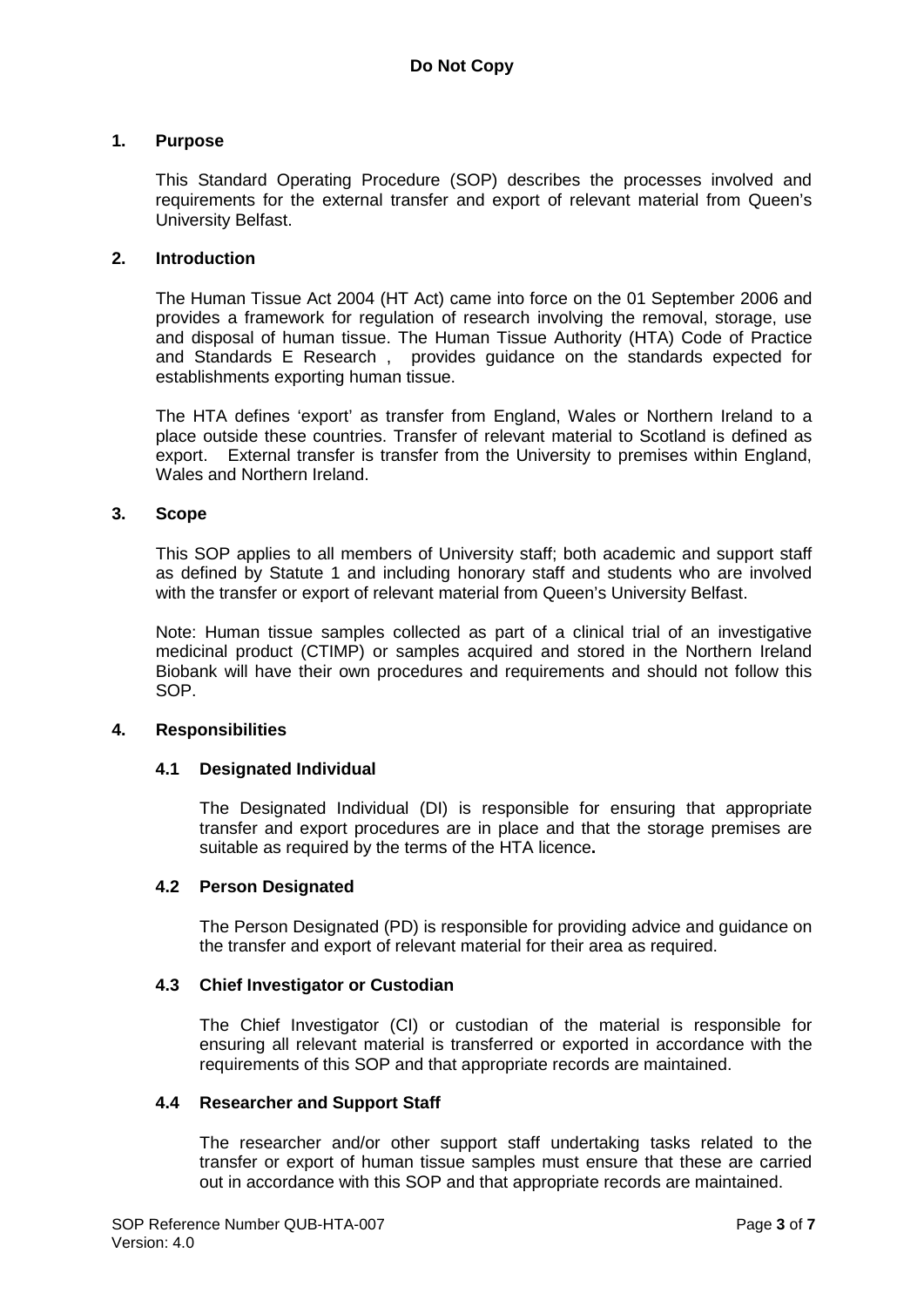## 1. Purpose

This Standard Operating Procedure (SOP) describes the processes involved and requirements for the external transfer and export of relevant material from Queen's University Belfast.

## 2. Introduction

The Human Tissue Act 2004 (HT Act) came into force on the 01 September 2006 and provides a framework for regulation of research involving the removal, storage, use and disposal of human tissue. The Human Tissue Authority (HTA) Code of Practice and Standards E Research , provides guidance on the standards expected for establishments exporting human tissue.

The HTA defines 'export' as transfer from England, Wales or Northern Ireland to a place outside these countries. Transfer of relevant material to Scotland is defined as export. External transfer is transfer from the University to premises within England, Wales and Northern Ireland.

## 3. Scope

This SOP applies to all members of University staff; both academic and support staff as defined by Statute 1 and including honorary staff and students who are involved with the transfer or export of relevant material from Queen's University Belfast.

Note: Human tissue samples collected as part of a clinical trial of an investigative medicinal product (CTIMP) or samples acquired and stored in the Northern Ireland Biobank will have their own procedures and requirements and should not follow this SOP.

## 4. Responsibilities

### 4.1 Designated Individual

The Designated Individual (DI) is responsible for ensuring that appropriate transfer and export procedures are in place and that the storage premises are suitable as required by the terms of the HTA licence**.**

### 4.2 Person Designated

The Person Designated (PD) is responsible for providing advice and guidance on the transfer and export of relevant material for their area as required.

### 4.3 Chief Investigator or Custodian

The Chief Investigator (CI) or custodian of the material is responsible for ensuring all relevant material is transferred or exported in accordance with the requirements of this SOP and that appropriate records are maintained.

### 4.4 Researcher and Support Staff

The researcher and/or other support staff undertaking tasks related to the transfer or export of human tissue samples must ensure that these are carried out in accordance with this SOP and that appropriate records are maintained.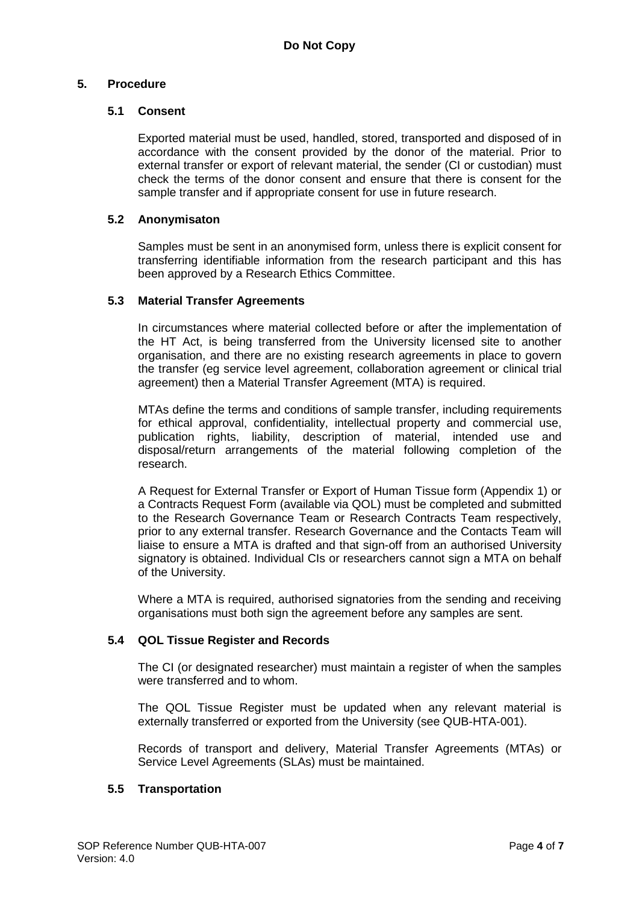## 5. Procedure

### 5.1 Consent

Exported material must be used, handled, stored, transported and disposed of in accordance with the consent provided by the donor of the material. Prior to external transfer or export of relevant material, the sender (CI or custodian) must check the terms of the donor consent and ensure that there is consent for the sample transfer and if appropriate consent for use in future research.

### 5.2 Anonymisaton

Samples must be sent in an anonymised form, unless there is explicit consent for transferring identifiable information from the research participant and this has been approved by a Research Ethics Committee.

### 5.3 Material Transfer Agreements

In circumstances where material collected before or after the implementation of the HT Act, is being transferred from the University licensed site to another organisation, and there are no existing research agreements in place to govern the transfer (eg service level agreement, collaboration agreement or clinical trial agreement) then a Material Transfer Agreement (MTA) is required.

MTAs define the terms and conditions of sample transfer, including requirements for ethical approval, confidentiality, intellectual property and commercial use, publication rights, liability, description of material, intended use and disposal/return arrangements of the material following completion of the research.

A Request for External Transfer or Export of Human Tissue form (Appendix 1) or a Contracts Request Form (available via QOL) must be completed and submitted to the Research Governance Team or Research Contracts Team respectively, prior to any external transfer. Research Governance and the Contacts Team will liaise to ensure a MTA is drafted and that sign-off from an authorised University signatory is obtained. Individual CIs or researchers cannot sign a MTA on behalf of the University.

Where a MTA is required, authorised signatories from the sending and receiving organisations must both sign the agreement before any samples are sent.

### 5.4 QOL Tissue Register and Records

The CI (or designated researcher) must maintain a register of when the samples were transferred and to whom.

The QOL Tissue Register must be updated when any relevant material is externally transferred or exported from the University (see QUB-HTA-001).

Records of transport and delivery, Material Transfer Agreements (MTAs) or Service Level Agreements (SLAs) must be maintained.

### 5.5 Transportation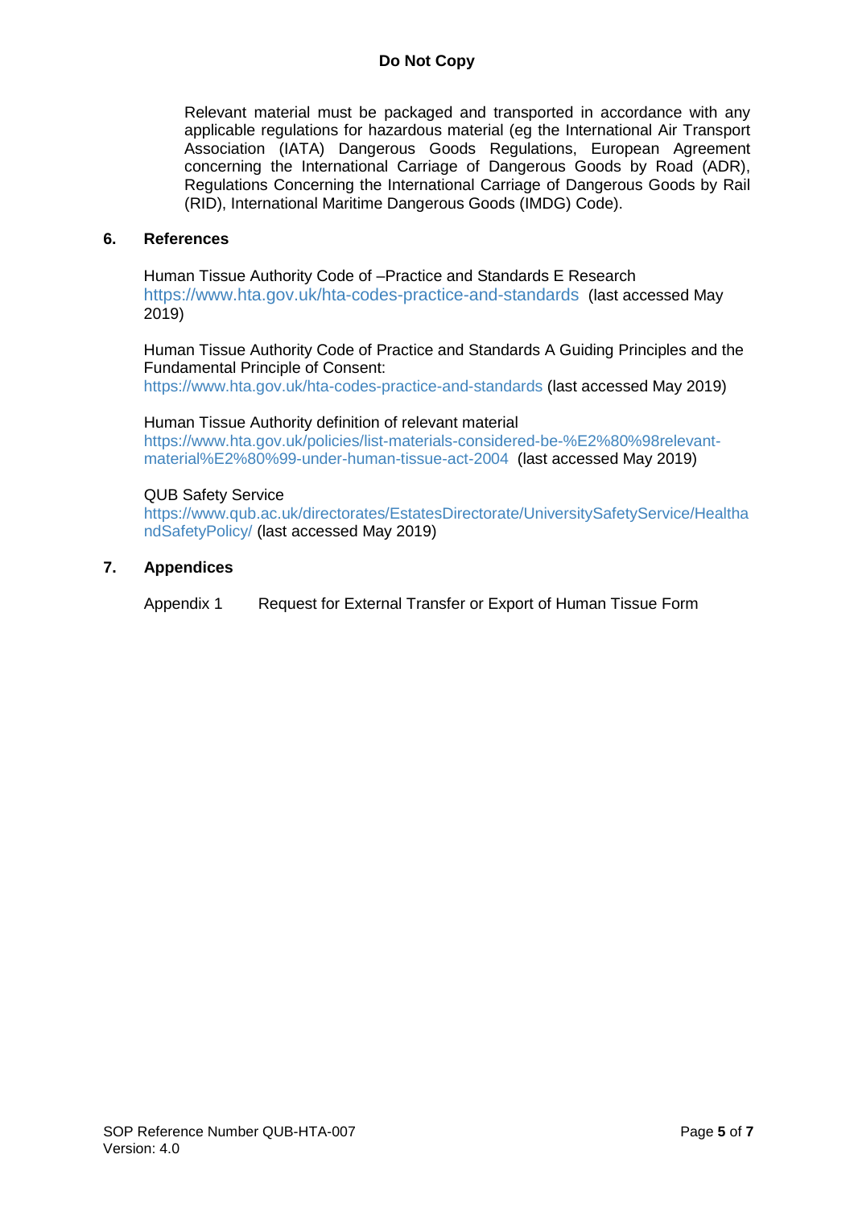Relevant material must be packaged and transported in accordance with any applicable regulations for hazardous material (eg the International Air Transport Association (IATA) Dangerous Goods Regulations, European Agreement concerning the International Carriage of Dangerous Goods by Road (ADR), Regulations Concerning the International Carriage of Dangerous Goods by Rail (RID), International Maritime Dangerous Goods (IMDG) Code).

## 6. References

Human Tissue Authority Code of –Practice and Standards E Research
https://www.hta.gov.uk/hta-codes-practice-and-standards (last accessed May 2019)

Human Tissue Authority Code of Practice and Standards A Guiding Principles and the Fundamental Principle of Consent:
https://www.hta.gov.uk/hta-codes-practice-and-standards (last accessed May 2019)

Human Tissue Authority definition of relevant material
https://www.hta.gov.uk/policies/list-materials-considered-be-%E2%80%98relevant-material%E2%80%99-under-human-tissue-act-2004 (last accessed May 2019)

QUB Safety Service
https://www.qub.ac.uk/directorates/EstatesDirectorate/UniversitySafetyService/HealthandSafetyPolicy/ (last accessed May 2019)

## 7. Appendices

Appendix 1 Request for External Transfer or Export of Human Tissue Form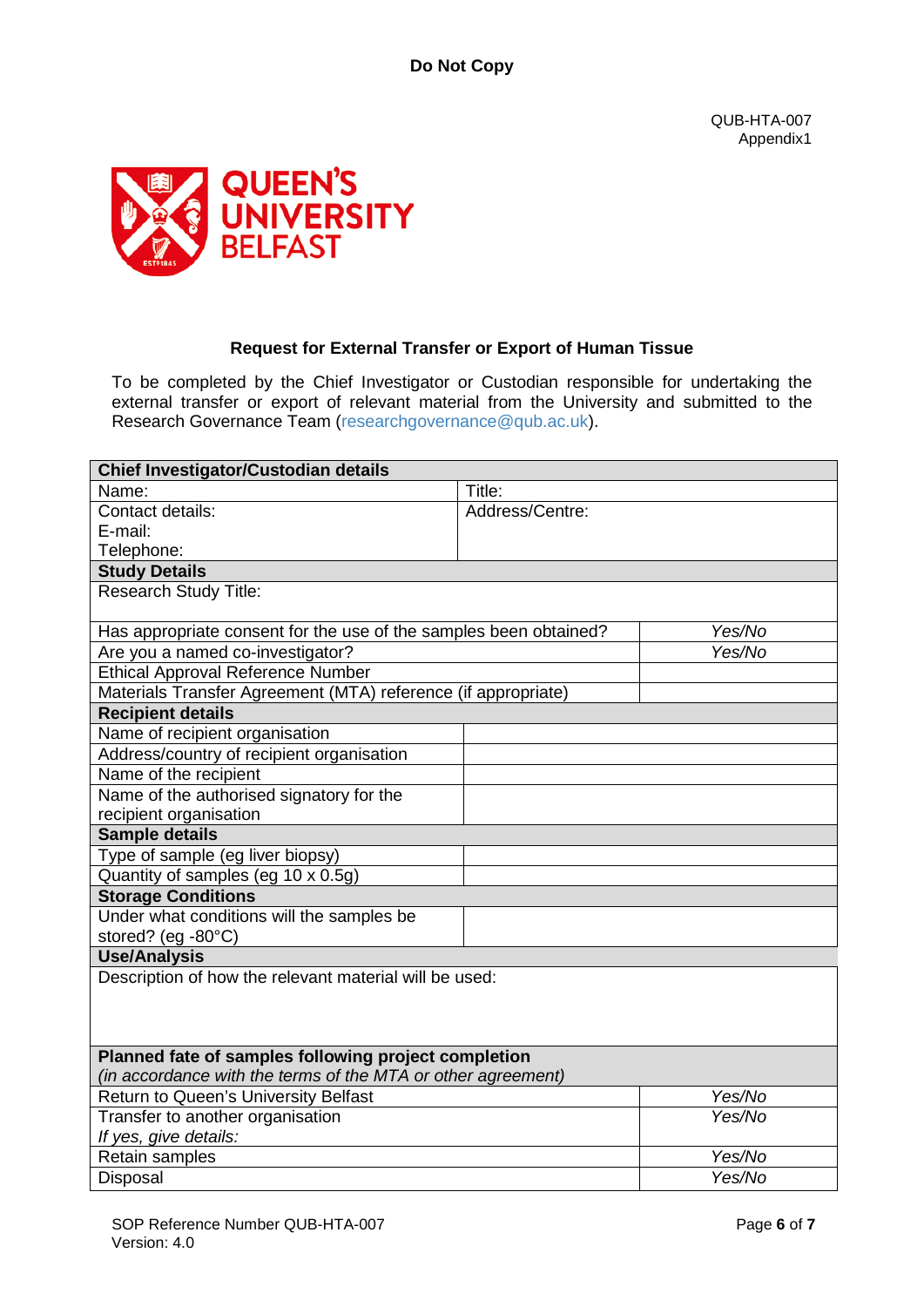**Do Not Copy**

QUB-HTA-007
Appendix1

QUEEN'S UNIVERSITY BELFAST

## Request for External Transfer or Export of Human Tissue

To be completed by the Chief Investigator or Custodian responsible for undertaking the external transfer or export of relevant material from the University and submitted to the Research Governance Team (researchgovernance@qub.ac.uk).

| **Chief Investigator/Custodian details** | |
|---|---|
| Name: | Title: |
| Contact details:<br>E-mail:<br>Telephone: | Address/Centre: |
| **Study Details** | |
| Research Study Title: | |
| Has appropriate consent for the use of the samples been obtained? | *Yes/No* |
| Are you a named co-investigator? | *Yes/No* |
| Ethical Approval Reference Number | |
| Materials Transfer Agreement (MTA) reference (if appropriate) | |
| **Recipient details** | |
| Name of recipient organisation | |
| Address/country of recipient organisation | |
| Name of the recipient | |
| Name of the authorised signatory for the recipient organisation | |
| **Sample details** | |
| Type of sample (eg liver biopsy) | |
| Quantity of samples (eg 10 x 0.5g) | |
| **Storage Conditions** | |
| Under what conditions will the samples be stored? (eg -80°C) | |
| **Use/Analysis** | |
| Description of how the relevant material will be used: | |
| **Planned fate of samples following project completion**<br>*(in accordance with the terms of the MTA or other agreement)* | |
| Return to Queen's University Belfast | *Yes/No* |
| Transfer to another organisation<br>*If yes, give details:* | *Yes/No* |
| Retain samples | *Yes/No* |
| Disposal | *Yes/No* |

SOP Reference Number QUB-HTA-007
Version: 4.0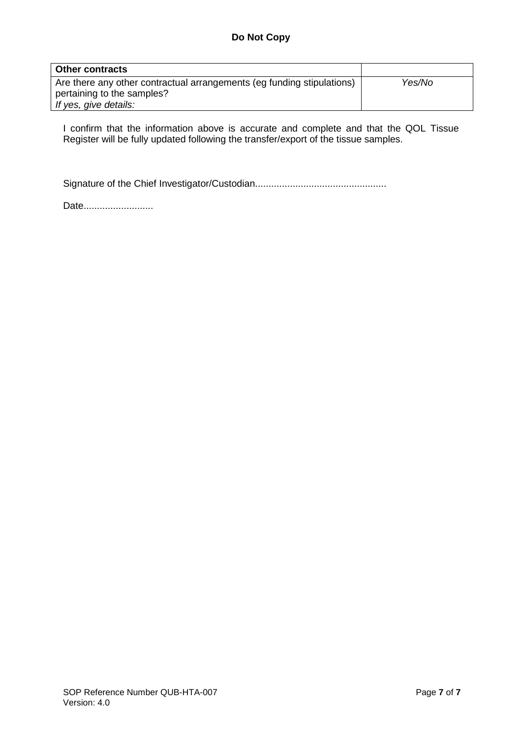**Do Not Copy**

| **Other contracts** | |
| --- | --- |
| Are there any other contractual arrangements (eg funding stipulations) pertaining to the samples?<br>*If yes, give details:* | *Yes/No* |

I confirm that the information above is accurate and complete and that the QOL Tissue Register will be fully updated following the transfer/export of the tissue samples.

Signature of the Chief Investigator/Custodian.................................................

Date..........................